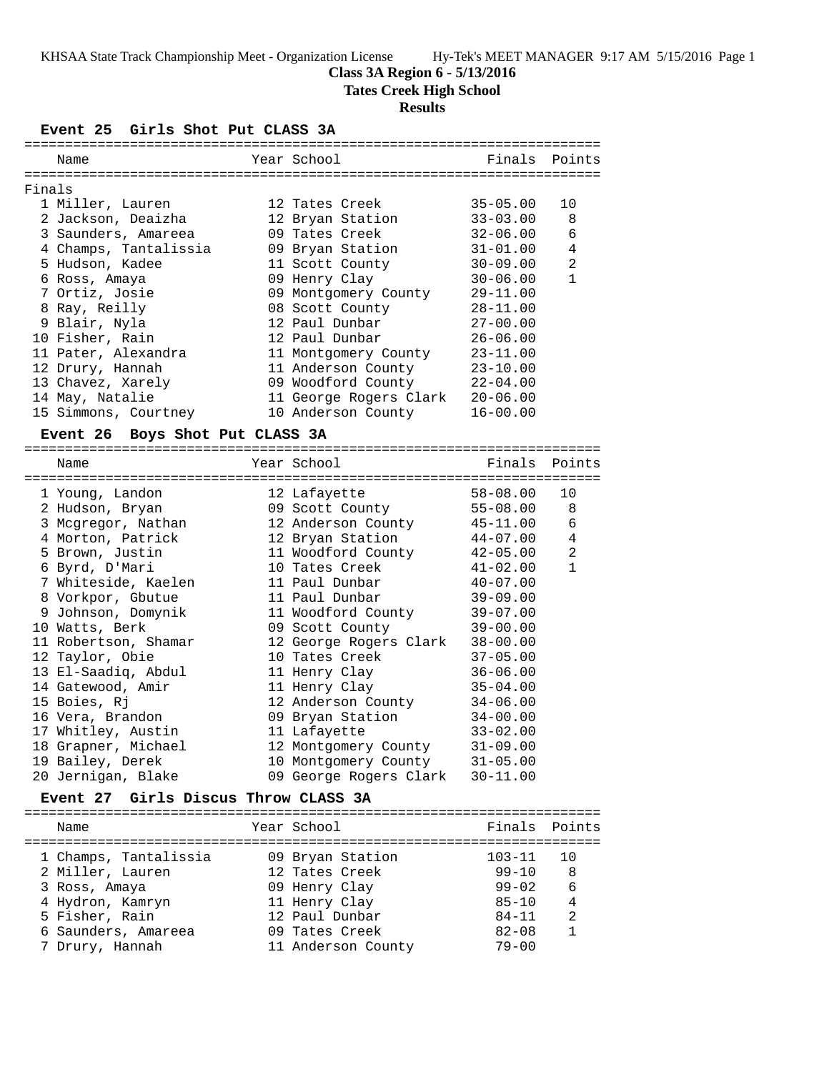**Class 3A Region 6 - 5/13/2016**

**Tates Creek High School**

**Results**

### Event 25 Girls Shot Put CLASS 3A

Finals

| | Name | Year | School | Finals | Points |
|---|---|---|---|---|---|
| 1 | Miller, Lauren | 12 | Tates Creek | 35-05.00 | 10 |
| 2 | Jackson, Deaizha | 12 | Bryan Station | 33-03.00 | 8 |
| 3 | Saunders, Amareea | 09 | Tates Creek | 32-06.00 | 6 |
| 4 | Champs, Tantalissia | 09 | Bryan Station | 31-01.00 | 4 |
| 5 | Hudson, Kadee | 11 | Scott County | 30-09.00 | 2 |
| 6 | Ross, Amaya | 09 | Henry Clay | 30-06.00 | 1 |
| 7 | Ortiz, Josie | 09 | Montgomery County | 29-11.00 | |
| 8 | Ray, Reilly | 08 | Scott County | 28-11.00 | |
| 9 | Blair, Nyla | 12 | Paul Dunbar | 27-00.00 | |
| 10 | Fisher, Rain | 12 | Paul Dunbar | 26-06.00 | |
| 11 | Pater, Alexandra | 11 | Montgomery County | 23-11.00 | |
| 12 | Drury, Hannah | 11 | Anderson County | 23-10.00 | |
| 13 | Chavez, Xarely | 09 | Woodford County | 22-04.00 | |
| 14 | May, Natalie | 11 | George Rogers Clark | 20-06.00 | |
| 15 | Simmons, Courtney | 10 | Anderson County | 16-00.00 | |

### Event 26 Boys Shot Put CLASS 3A

| | Name | Year | School | Finals | Points |
|---|---|---|---|---|---|
| 1 | Young, Landon | 12 | Lafayette | 58-08.00 | 10 |
| 2 | Hudson, Bryan | 09 | Scott County | 55-08.00 | 8 |
| 3 | Mcgregor, Nathan | 12 | Anderson County | 45-11.00 | 6 |
| 4 | Morton, Patrick | 12 | Bryan Station | 44-07.00 | 4 |
| 5 | Brown, Justin | 11 | Woodford County | 42-05.00 | 2 |
| 6 | Byrd, D'Mari | 10 | Tates Creek | 41-02.00 | 1 |
| 7 | Whiteside, Kaelen | 11 | Paul Dunbar | 40-07.00 | |
| 8 | Vorkpor, Gbutue | 11 | Paul Dunbar | 39-09.00 | |
| 9 | Johnson, Domynik | 11 | Woodford County | 39-07.00 | |
| 10 | Watts, Berk | 09 | Scott County | 39-00.00 | |
| 11 | Robertson, Shamar | 12 | George Rogers Clark | 38-00.00 | |
| 12 | Taylor, Obie | 10 | Tates Creek | 37-05.00 | |
| 13 | El-Saadiq, Abdul | 11 | Henry Clay | 36-06.00 | |
| 14 | Gatewood, Amir | 11 | Henry Clay | 35-04.00 | |
| 15 | Boies, Rj | 12 | Anderson County | 34-06.00 | |
| 16 | Vera, Brandon | 09 | Bryan Station | 34-00.00 | |
| 17 | Whitley, Austin | 11 | Lafayette | 33-02.00 | |
| 18 | Grapner, Michael | 12 | Montgomery County | 31-09.00 | |
| 19 | Bailey, Derek | 10 | Montgomery County | 31-05.00 | |
| 20 | Jernigan, Blake | 09 | George Rogers Clark | 30-11.00 | |

### Event 27 Girls Discus Throw CLASS 3A

| | Name | Year | School | Finals | Points |
|---|---|---|---|---|---|
| 1 | Champs, Tantalissia | 09 | Bryan Station | 103-11 | 10 |
| 2 | Miller, Lauren | 12 | Tates Creek | 99-10 | 8 |
| 3 | Ross, Amaya | 09 | Henry Clay | 99-02 | 6 |
| 4 | Hydron, Kamryn | 11 | Henry Clay | 85-10 | 4 |
| 5 | Fisher, Rain | 12 | Paul Dunbar | 84-11 | 2 |
| 6 | Saunders, Amareea | 09 | Tates Creek | 82-08 | 1 |
| 7 | Drury, Hannah | 11 | Anderson County | 79-00 | |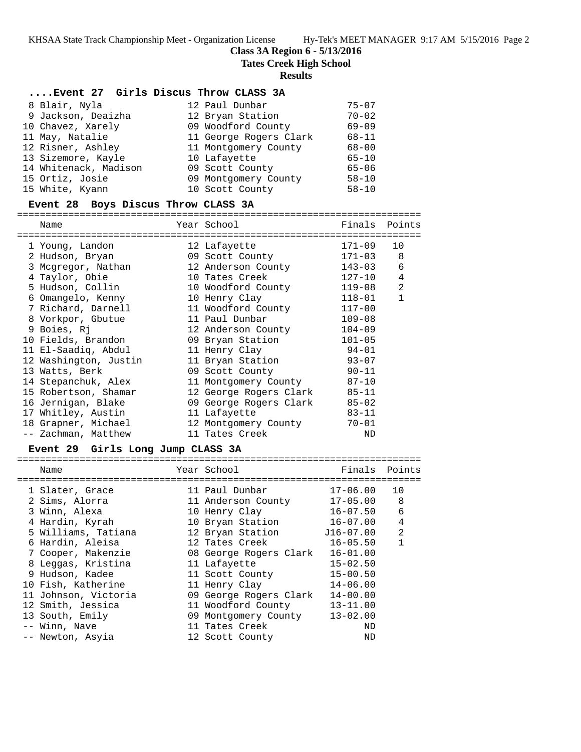**Class 3A Region 6 - 5/13/2016**

**Tates Creek High School**

**Results**

### ....Event 27 Girls Discus Throw CLASS 3A

| Place | Name | Year | School | Finals | Points |
|---|---|---|---|---|---|
| 8 | Blair, Nyla | 12 | Paul Dunbar | 75-07 | |
| 9 | Jackson, Deaizha | 12 | Bryan Station | 70-02 | |
| 10 | Chavez, Xarely | 09 | Woodford County | 69-09 | |
| 11 | May, Natalie | 11 | George Rogers Clark | 68-11 | |
| 12 | Risner, Ashley | 11 | Montgomery County | 68-00 | |
| 13 | Sizemore, Kayle | 10 | Lafayette | 65-10 | |
| 14 | Whitenack, Madison | 09 | Scott County | 65-06 | |
| 15 | Ortiz, Josie | 09 | Montgomery County | 58-10 | |
| 15 | White, Kyann | 10 | Scott County | 58-10 | |

### Event 28 Boys Discus Throw CLASS 3A

| Place | Name | Year | School | Finals | Points |
|---|---|---|---|---|---|
| 1 | Young, Landon | 12 | Lafayette | 171-09 | 10 |
| 2 | Hudson, Bryan | 09 | Scott County | 171-03 | 8 |
| 3 | Mcgregor, Nathan | 12 | Anderson County | 143-03 | 6 |
| 4 | Taylor, Obie | 10 | Tates Creek | 127-10 | 4 |
| 5 | Hudson, Collin | 10 | Woodford County | 119-08 | 2 |
| 6 | Omangelo, Kenny | 10 | Henry Clay | 118-01 | 1 |
| 7 | Richard, Darnell | 11 | Woodford County | 117-00 | |
| 8 | Vorkpor, Gbutue | 11 | Paul Dunbar | 109-08 | |
| 9 | Boies, Rj | 12 | Anderson County | 104-09 | |
| 10 | Fields, Brandon | 09 | Bryan Station | 101-05 | |
| 11 | El-Saadiq, Abdul | 11 | Henry Clay | 94-01 | |
| 12 | Washington, Justin | 11 | Bryan Station | 93-07 | |
| 13 | Watts, Berk | 09 | Scott County | 90-11 | |
| 14 | Stepanchuk, Alex | 11 | Montgomery County | 87-10 | |
| 15 | Robertson, Shamar | 12 | George Rogers Clark | 85-11 | |
| 16 | Jernigan, Blake | 09 | George Rogers Clark | 85-02 | |
| 17 | Whitley, Austin | 11 | Lafayette | 83-11 | |
| 18 | Grapner, Michael | 12 | Montgomery County | 70-01 | |
| -- | Zachman, Matthew | 11 | Tates Creek | ND | |

### Event 29 Girls Long Jump CLASS 3A

| Place | Name | Year | School | Finals | Points |
|---|---|---|---|---|---|
| 1 | Slater, Grace | 11 | Paul Dunbar | 17-06.00 | 10 |
| 2 | Sims, Alorra | 11 | Anderson County | 17-05.00 | 8 |
| 3 | Winn, Alexa | 10 | Henry Clay | 16-07.50 | 6 |
| 4 | Hardin, Kyrah | 10 | Bryan Station | 16-07.00 | 4 |
| 5 | Williams, Tatiana | 12 | Bryan Station | J16-07.00 | 2 |
| 6 | Hardin, Aleisa | 12 | Tates Creek | 16-05.50 | 1 |
| 7 | Cooper, Makenzie | 08 | George Rogers Clark | 16-01.00 | |
| 8 | Leggas, Kristina | 11 | Lafayette | 15-02.50 | |
| 9 | Hudson, Kadee | 11 | Scott County | 15-00.50 | |
| 10 | Fish, Katherine | 11 | Henry Clay | 14-06.00 | |
| 11 | Johnson, Victoria | 09 | George Rogers Clark | 14-00.00 | |
| 12 | Smith, Jessica | 11 | Woodford County | 13-11.00 | |
| 13 | South, Emily | 09 | Montgomery County | 13-02.00 | |
| -- | Winn, Nave | 11 | Tates Creek | ND | |
| -- | Newton, Asyia | 12 | Scott County | ND | |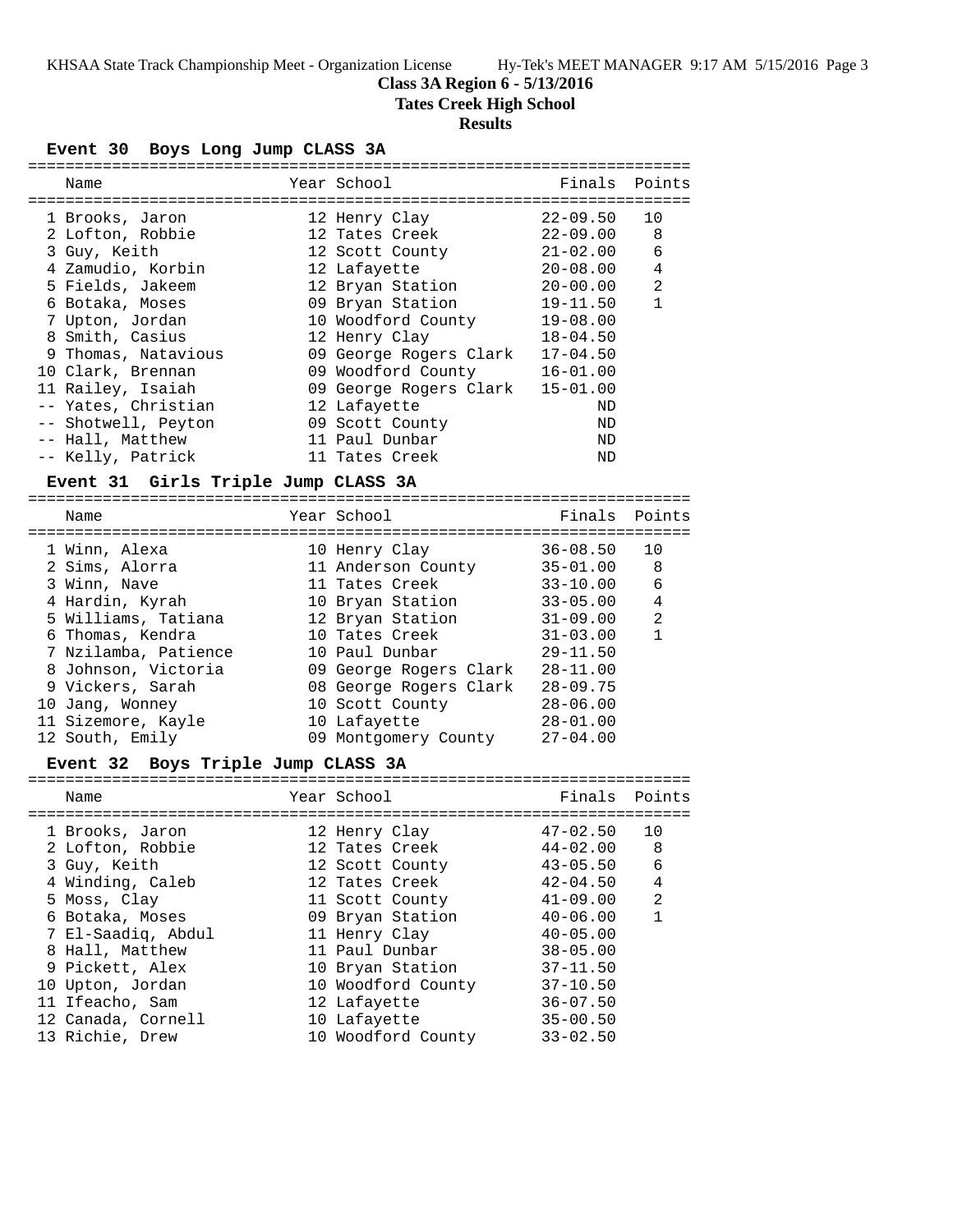**Class 3A Region 6 - 5/13/2016**

**Tates Creek High School**

**Results**

### Event 30 Boys Long Jump CLASS 3A

| Name | Year | School | Finals | Points |
|---|---|---|---|---|
| 1 Brooks, Jaron | 12 | Henry Clay | 22-09.50 | 10 |
| 2 Lofton, Robbie | 12 | Tates Creek | 22-09.00 | 8 |
| 3 Guy, Keith | 12 | Scott County | 21-02.00 | 6 |
| 4 Zamudio, Korbin | 12 | Lafayette | 20-08.00 | 4 |
| 5 Fields, Jakeem | 12 | Bryan Station | 20-00.00 | 2 |
| 6 Botaka, Moses | 09 | Bryan Station | 19-11.50 | 1 |
| 7 Upton, Jordan | 10 | Woodford County | 19-08.00 | |
| 8 Smith, Casius | 12 | Henry Clay | 18-04.50 | |
| 9 Thomas, Natavious | 09 | George Rogers Clark | 17-04.50 | |
| 10 Clark, Brennan | 09 | Woodford County | 16-01.00 | |
| 11 Railey, Isaiah | 09 | George Rogers Clark | 15-01.00 | |
| -- Yates, Christian | 12 | Lafayette | ND | |
| -- Shotwell, Peyton | 09 | Scott County | ND | |
| -- Hall, Matthew | 11 | Paul Dunbar | ND | |
| -- Kelly, Patrick | 11 | Tates Creek | ND | |

### Event 31 Girls Triple Jump CLASS 3A

| Name | Year | School | Finals | Points |
|---|---|---|---|---|
| 1 Winn, Alexa | 10 | Henry Clay | 36-08.50 | 10 |
| 2 Sims, Alorra | 11 | Anderson County | 35-01.00 | 8 |
| 3 Winn, Nave | 11 | Tates Creek | 33-10.00 | 6 |
| 4 Hardin, Kyrah | 10 | Bryan Station | 33-05.00 | 4 |
| 5 Williams, Tatiana | 12 | Bryan Station | 31-09.00 | 2 |
| 6 Thomas, Kendra | 10 | Tates Creek | 31-03.00 | 1 |
| 7 Nzilamba, Patience | 10 | Paul Dunbar | 29-11.50 | |
| 8 Johnson, Victoria | 09 | George Rogers Clark | 28-11.00 | |
| 9 Vickers, Sarah | 08 | George Rogers Clark | 28-09.75 | |
| 10 Jang, Wonney | 10 | Scott County | 28-06.00 | |
| 11 Sizemore, Kayle | 10 | Lafayette | 28-01.00 | |
| 12 South, Emily | 09 | Montgomery County | 27-04.00 | |

### Event 32 Boys Triple Jump CLASS 3A

| Name | Year | School | Finals | Points |
|---|---|---|---|---|
| 1 Brooks, Jaron | 12 | Henry Clay | 47-02.50 | 10 |
| 2 Lofton, Robbie | 12 | Tates Creek | 44-02.00 | 8 |
| 3 Guy, Keith | 12 | Scott County | 43-05.50 | 6 |
| 4 Winding, Caleb | 12 | Tates Creek | 42-04.50 | 4 |
| 5 Moss, Clay | 11 | Scott County | 41-09.00 | 2 |
| 6 Botaka, Moses | 09 | Bryan Station | 40-06.00 | 1 |
| 7 El-Saadiq, Abdul | 11 | Henry Clay | 40-05.00 | |
| 8 Hall, Matthew | 11 | Paul Dunbar | 38-05.00 | |
| 9 Pickett, Alex | 10 | Bryan Station | 37-11.50 | |
| 10 Upton, Jordan | 10 | Woodford County | 37-10.50 | |
| 11 Ifeacho, Sam | 12 | Lafayette | 36-07.50 | |
| 12 Canada, Cornell | 10 | Lafayette | 35-00.50 | |
| 13 Richie, Drew | 10 | Woodford County | 33-02.50 | |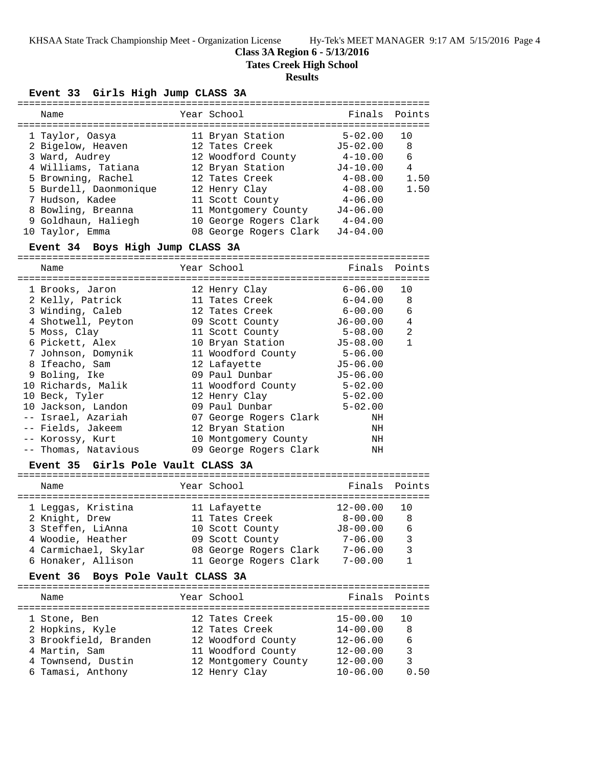**Class 3A Region 6 - 5/13/2016**

**Tates Creek High School**

**Results**

### Event 33 Girls High Jump CLASS 3A

| | Name | Year | School | Finals | Points |
|---|---|---|---|---|---|
| 1 | Taylor, Oasya | 11 | Bryan Station | 5-02.00 | 10 |
| 2 | Bigelow, Heaven | 12 | Tates Creek | J5-02.00 | 8 |
| 3 | Ward, Audrey | 12 | Woodford County | 4-10.00 | 6 |
| 4 | Williams, Tatiana | 12 | Bryan Station | J4-10.00 | 4 |
| 5 | Browning, Rachel | 12 | Tates Creek | 4-08.00 | 1.50 |
| 5 | Burdell, Daonmonique | 12 | Henry Clay | 4-08.00 | 1.50 |
| 7 | Hudson, Kadee | 11 | Scott County | 4-06.00 | |
| 8 | Bowling, Breanna | 11 | Montgomery County | J4-06.00 | |
| 9 | Goldhaun, Haliegh | 10 | George Rogers Clark | 4-04.00 | |
| 10 | Taylor, Emma | 08 | George Rogers Clark | J4-04.00 | |

### Event 34 Boys High Jump CLASS 3A

| | Name | Year | School | Finals | Points |
|---|---|---|---|---|---|
| 1 | Brooks, Jaron | 12 | Henry Clay | 6-06.00 | 10 |
| 2 | Kelly, Patrick | 11 | Tates Creek | 6-04.00 | 8 |
| 3 | Winding, Caleb | 12 | Tates Creek | 6-00.00 | 6 |
| 4 | Shotwell, Peyton | 09 | Scott County | J6-00.00 | 4 |
| 5 | Moss, Clay | 11 | Scott County | 5-08.00 | 2 |
| 6 | Pickett, Alex | 10 | Bryan Station | J5-08.00 | 1 |
| 7 | Johnson, Domynik | 11 | Woodford County | 5-06.00 | |
| 8 | Ifeacho, Sam | 12 | Lafayette | J5-06.00 | |
| 9 | Boling, Ike | 09 | Paul Dunbar | J5-06.00 | |
| 10 | Richards, Malik | 11 | Woodford County | 5-02.00 | |
| 10 | Beck, Tyler | 12 | Henry Clay | 5-02.00 | |
| 10 | Jackson, Landon | 09 | Paul Dunbar | 5-02.00 | |
| -- | Israel, Azariah | 07 | George Rogers Clark | NH | |
| -- | Fields, Jakeem | 12 | Bryan Station | NH | |
| -- | Korossy, Kurt | 10 | Montgomery County | NH | |
| -- | Thomas, Natavious | 09 | George Rogers Clark | NH | |

### Event 35 Girls Pole Vault CLASS 3A

| | Name | Year | School | Finals | Points |
|---|---|---|---|---|---|
| 1 | Leggas, Kristina | 11 | Lafayette | 12-00.00 | 10 |
| 2 | Knight, Drew | 11 | Tates Creek | 8-00.00 | 8 |
| 3 | Steffen, LiAnna | 10 | Scott County | J8-00.00 | 6 |
| 4 | Woodie, Heather | 09 | Scott County | 7-06.00 | 3 |
| 4 | Carmichael, Skylar | 08 | George Rogers Clark | 7-06.00 | 3 |
| 6 | Honaker, Allison | 11 | George Rogers Clark | 7-00.00 | 1 |

### Event 36 Boys Pole Vault CLASS 3A

| | Name | Year | School | Finals | Points |
|---|---|---|---|---|---|
| 1 | Stone, Ben | 12 | Tates Creek | 15-00.00 | 10 |
| 2 | Hopkins, Kyle | 12 | Tates Creek | 14-00.00 | 8 |
| 3 | Brookfield, Branden | 12 | Woodford County | 12-06.00 | 6 |
| 4 | Martin, Sam | 11 | Woodford County | 12-00.00 | 3 |
| 4 | Townsend, Dustin | 12 | Montgomery County | 12-00.00 | 3 |
| 6 | Tamasi, Anthony | 12 | Henry Clay | 10-06.00 | 0.50 |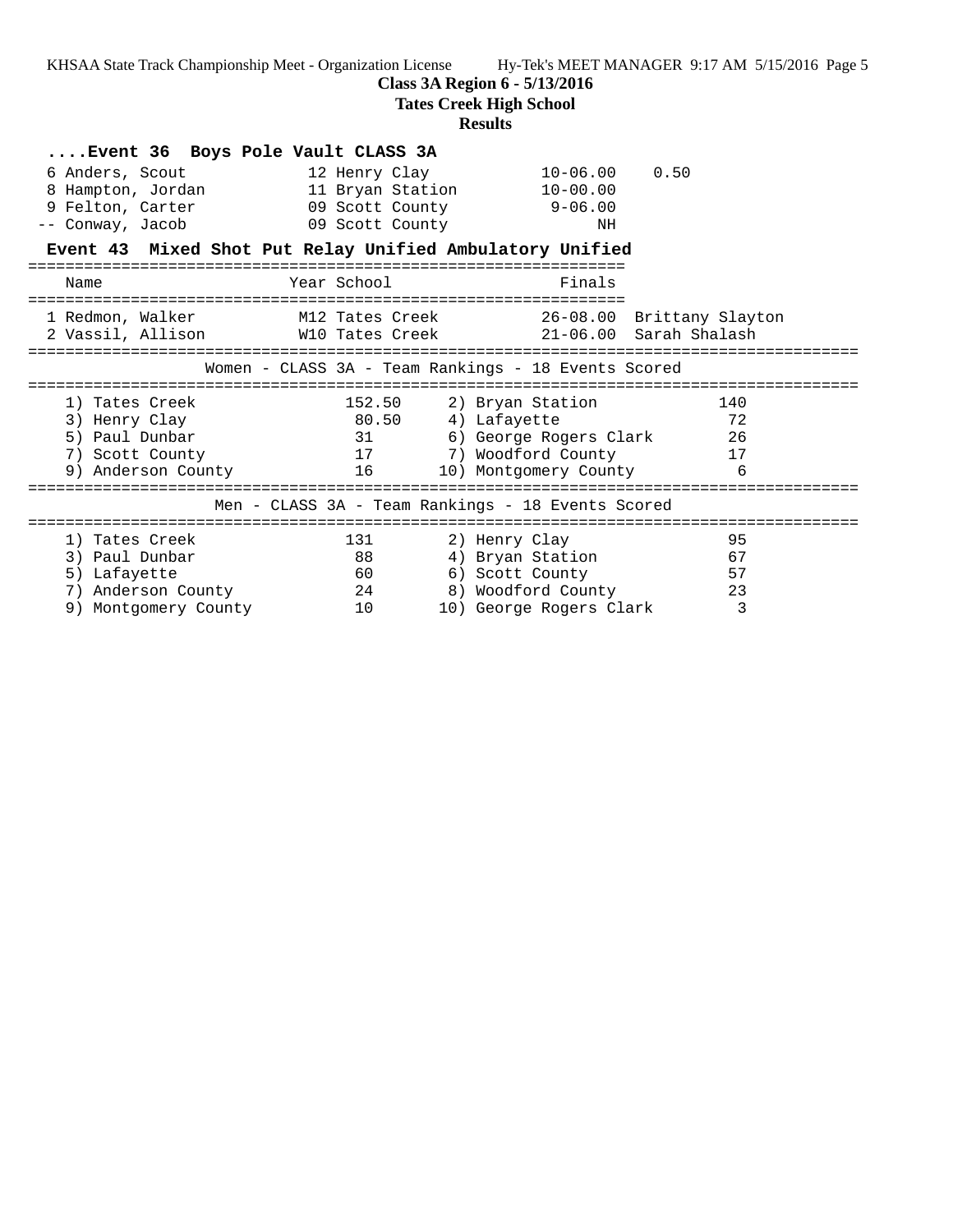## Class 3A Region 6 - 5/13/2016

## Tates Creek High School

## Results

### ....Event 36 Boys Pole Vault CLASS 3A

| | | | | |
|---|---|---|---|---|
| 6 | Anders, Scout | 12 Henry Clay | 10-06.00 | 0.50 |
| 8 | Hampton, Jordan | 11 Bryan Station | 10-00.00 | |
| 9 | Felton, Carter | 09 Scott County | 9-06.00 | |
| -- | Conway, Jacob | 09 Scott County | NH | |

### Event 43 Mixed Shot Put Relay Unified Ambulatory Unified

| | Name | Year School | Finals | |
|---|---|---|---|---|
| 1 | Redmon, Walker | M12 Tates Creek | 26-08.00 | Brittany Slayton |
| 2 | Vassil, Allison | W10 Tates Creek | 21-06.00 | Sarah Shalash |

### Women - CLASS 3A - Team Rankings - 18 Events Scored

| | | | | | |
|---|---|---|---|---|---|
| 1) | Tates Creek | 152.50 | 2) | Bryan Station | 140 |
| 3) | Henry Clay | 80.50 | 4) | Lafayette | 72 |
| 5) | Paul Dunbar | 31 | 6) | George Rogers Clark | 26 |
| 7) | Scott County | 17 | 7) | Woodford County | 17 |
| 9) | Anderson County | 16 | 10) | Montgomery County | 6 |

### Men - CLASS 3A - Team Rankings - 18 Events Scored

| | | | | | |
|---|---|---|---|---|---|
| 1) | Tates Creek | 131 | 2) | Henry Clay | 95 |
| 3) | Paul Dunbar | 88 | 4) | Bryan Station | 67 |
| 5) | Lafayette | 60 | 6) | Scott County | 57 |
| 7) | Anderson County | 24 | 8) | Woodford County | 23 |
| 9) | Montgomery County | 10 | 10) | George Rogers Clark | 3 |